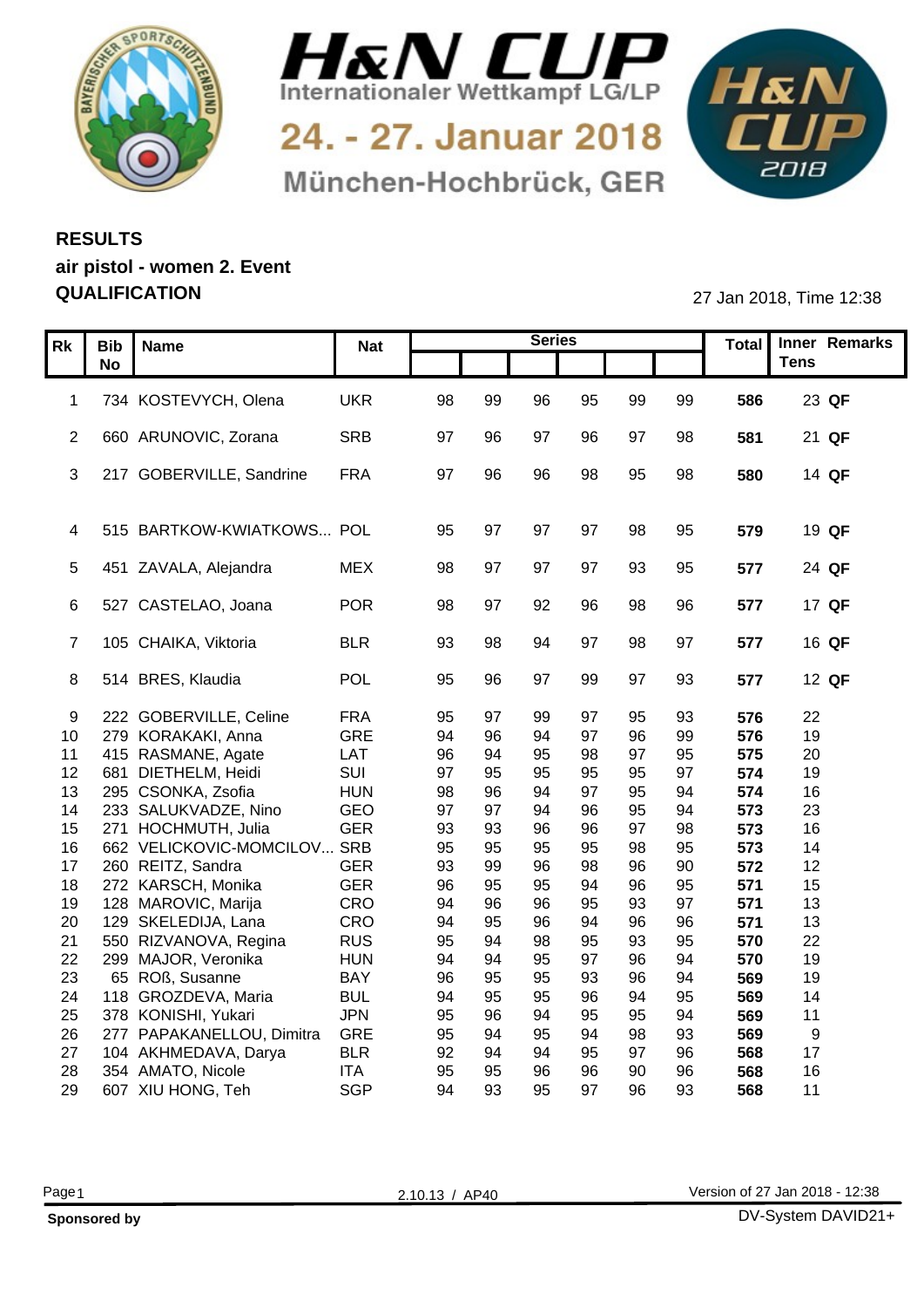# H&N CUP

Internationaler Wettkampf LG/LP

24. - 27. Januar 2018

München-Hochbrück, GER

## RESULTS
## air pistol - women 2. Event
## QUALIFICATION

27 Jan 2018, Time 12:38

| Rk | Bib No | Name | Nat | Series | | | | | | Total | Inner Tens | Remarks |
|---|---|---|---|---|---|---|---|---|---|---|---|---|
| 1 | 734 | KOSTEVYCH, Olena | UKR | 98 | 99 | 96 | 95 | 99 | 99 | **586** | 23 | **QF** |
| 2 | 660 | ARUNOVIC, Zorana | SRB | 97 | 96 | 97 | 96 | 97 | 98 | **581** | 21 | **QF** |
| 3 | 217 | GOBERVILLE, Sandrine | FRA | 97 | 96 | 96 | 98 | 95 | 98 | **580** | 14 | **QF** |
| 4 | 515 | BARTKOW-KWIATKOWS... | POL | 95 | 97 | 97 | 97 | 98 | 95 | **579** | 19 | **QF** |
| 5 | 451 | ZAVALA, Alejandra | MEX | 98 | 97 | 97 | 97 | 93 | 95 | **577** | 24 | **QF** |
| 6 | 527 | CASTELAO, Joana | POR | 98 | 97 | 92 | 96 | 98 | 96 | **577** | 17 | **QF** |
| 7 | 105 | CHAIKA, Viktoria | BLR | 93 | 98 | 94 | 97 | 98 | 97 | **577** | 16 | **QF** |
| 8 | 514 | BRES, Klaudia | POL | 95 | 96 | 97 | 99 | 97 | 93 | **577** | 12 | **QF** |
| 9 | 222 | GOBERVILLE, Celine | FRA | 95 | 97 | 99 | 97 | 95 | 93 | **576** | 22 | |
| 10 | 279 | KORAKAKI, Anna | GRE | 94 | 96 | 94 | 97 | 96 | 99 | **576** | 19 | |
| 11 | 415 | RASMANE, Agate | LAT | 96 | 94 | 95 | 98 | 97 | 95 | **575** | 20 | |
| 12 | 681 | DIETHELM, Heidi | SUI | 97 | 95 | 95 | 95 | 95 | 97 | **574** | 19 | |
| 13 | 295 | CSONKA, Zsofia | HUN | 98 | 96 | 94 | 97 | 95 | 94 | **574** | 16 | |
| 14 | 233 | SALUKVADZE, Nino | GEO | 97 | 97 | 94 | 96 | 95 | 94 | **573** | 23 | |
| 15 | 271 | HOCHMUTH, Julia | GER | 93 | 93 | 96 | 96 | 97 | 98 | **573** | 16 | |
| 16 | 662 | VELICKOVIC-MOMCILOV... | SRB | 95 | 95 | 95 | 95 | 98 | 95 | **573** | 14 | |
| 17 | 260 | REITZ, Sandra | GER | 93 | 99 | 96 | 98 | 96 | 90 | **572** | 12 | |
| 18 | 272 | KARSCH, Monika | GER | 96 | 95 | 95 | 94 | 96 | 95 | **571** | 15 | |
| 19 | 128 | MAROVIC, Marija | CRO | 94 | 96 | 96 | 95 | 93 | 97 | **571** | 13 | |
| 20 | 129 | SKELEDIJA, Lana | CRO | 94 | 95 | 96 | 94 | 96 | 96 | **571** | 13 | |
| 21 | 550 | RIZVANOVA, Regina | RUS | 95 | 94 | 98 | 95 | 93 | 95 | **570** | 22 | |
| 22 | 299 | MAJOR, Veronika | HUN | 94 | 94 | 95 | 97 | 96 | 94 | **570** | 19 | |
| 23 | 65 | ROß, Susanne | BAY | 96 | 95 | 95 | 93 | 96 | 94 | **569** | 19 | |
| 24 | 118 | GROZDEVA, Maria | BUL | 94 | 95 | 95 | 96 | 94 | 95 | **569** | 14 | |
| 25 | 378 | KONISHI, Yukari | JPN | 95 | 96 | 94 | 95 | 95 | 94 | **569** | 11 | |
| 26 | 277 | PAPAKANELLOU, Dimitra | GRE | 95 | 94 | 95 | 94 | 98 | 93 | **569** | 9 | |
| 27 | 104 | AKHMEDAVA, Darya | BLR | 92 | 94 | 94 | 95 | 97 | 96 | **568** | 17 | |
| 28 | 354 | AMATO, Nicole | ITA | 95 | 95 | 96 | 96 | 90 | 96 | **568** | 16 | |
| 29 | 607 | XIU HONG, Teh | SGP | 94 | 93 | 95 | 97 | 96 | 93 | **568** | 11 | |

2.10.13 / AP40

Version of 27 Jan 2018 - 12:38

**Sponsored by**

DV-System DAVID21+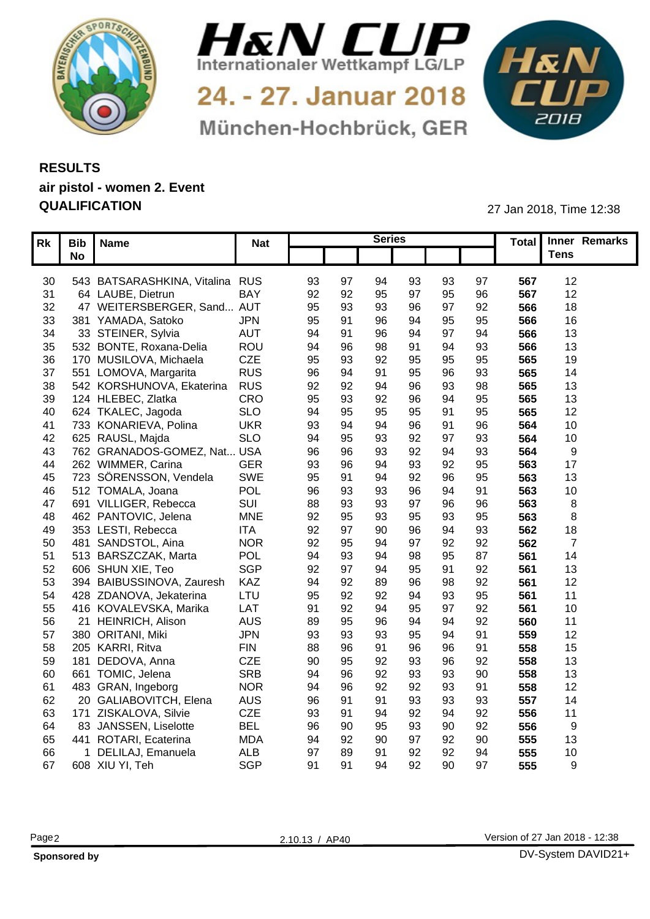# H&N CUP

Internationaler Wettkampf LG/LP

24. - 27. Januar 2018

München-Hochbrück, GER

**RESULTS**

**air pistol - women 2. Event**

**QUALIFICATION**

27 Jan 2018, Time 12:38

| Rk | Bib No | Name | Nat | Series | | | | | | Total | Inner Tens | Remarks |
|---|---|---|---|---|---|---|---|---|---|---|---|---|
| 30 | 543 | BATSARASHKINA, Vitalina | RUS | 93 | 97 | 94 | 93 | 93 | 97 | **567** | 12 | |
| 31 | 64 | LAUBE, Dietrun | BAY | 92 | 92 | 95 | 97 | 95 | 96 | **567** | 12 | |
| 32 | 47 | WEITERSBERGER, Sand... | AUT | 95 | 93 | 93 | 96 | 97 | 92 | **566** | 18 | |
| 33 | 381 | YAMADA, Satoko | JPN | 95 | 91 | 96 | 94 | 95 | 95 | **566** | 16 | |
| 34 | 33 | STEINER, Sylvia | AUT | 94 | 91 | 96 | 94 | 97 | 94 | **566** | 13 | |
| 35 | 532 | BONTE, Roxana-Delia | ROU | 94 | 96 | 98 | 91 | 94 | 93 | **566** | 13 | |
| 36 | 170 | MUSILOVA, Michaela | CZE | 95 | 93 | 92 | 95 | 95 | 95 | **565** | 19 | |
| 37 | 551 | LOMOVA, Margarita | RUS | 96 | 94 | 91 | 95 | 96 | 93 | **565** | 14 | |
| 38 | 542 | KORSHUNOVA, Ekaterina | RUS | 92 | 92 | 94 | 96 | 93 | 98 | **565** | 13 | |
| 39 | 124 | HLEBEC, Zlatka | CRO | 95 | 93 | 92 | 96 | 94 | 95 | **565** | 13 | |
| 40 | 624 | TKALEC, Jagoda | SLO | 94 | 95 | 95 | 95 | 91 | 95 | **565** | 12 | |
| 41 | 733 | KONARIEVA, Polina | UKR | 93 | 94 | 94 | 96 | 91 | 96 | **564** | 10 | |
| 42 | 625 | RAUSL, Majda | SLO | 94 | 95 | 93 | 92 | 97 | 93 | **564** | 10 | |
| 43 | 762 | GRANADOS-GOMEZ, Nat... | USA | 96 | 96 | 93 | 92 | 94 | 93 | **564** | 9 | |
| 44 | 262 | WIMMER, Carina | GER | 93 | 96 | 94 | 93 | 92 | 95 | **563** | 17 | |
| 45 | 723 | SÖRENSSON, Vendela | SWE | 95 | 91 | 94 | 92 | 96 | 95 | **563** | 13 | |
| 46 | 512 | TOMALA, Joana | POL | 96 | 93 | 93 | 96 | 94 | 91 | **563** | 10 | |
| 47 | 691 | VILLIGER, Rebecca | SUI | 88 | 93 | 93 | 97 | 96 | 96 | **563** | 8 | |
| 48 | 462 | PANTOVIC, Jelena | MNE | 92 | 95 | 93 | 95 | 93 | 95 | **563** | 8 | |
| 49 | 353 | LESTI, Rebecca | ITA | 92 | 97 | 90 | 96 | 94 | 93 | **562** | 18 | |
| 50 | 481 | SANDSTOL, Aina | NOR | 92 | 95 | 94 | 97 | 92 | 92 | **562** | 7 | |
| 51 | 513 | BARSZCZAK, Marta | POL | 94 | 93 | 94 | 98 | 95 | 87 | **561** | 14 | |
| 52 | 606 | SHUN XIE, Teo | SGP | 92 | 97 | 94 | 95 | 91 | 92 | **561** | 13 | |
| 53 | 394 | BAIBUSSINOVA, Zauresh | KAZ | 94 | 92 | 89 | 96 | 98 | 92 | **561** | 12 | |
| 54 | 428 | ZDANOVA, Jekaterina | LTU | 95 | 92 | 92 | 94 | 93 | 95 | **561** | 11 | |
| 55 | 416 | KOVALEVSKA, Marika | LAT | 91 | 92 | 94 | 95 | 97 | 92 | **561** | 10 | |
| 56 | 21 | HEINRICH, Alison | AUS | 89 | 95 | 96 | 94 | 94 | 92 | **560** | 11 | |
| 57 | 380 | ORITANI, Miki | JPN | 93 | 93 | 93 | 95 | 94 | 91 | **559** | 12 | |
| 58 | 205 | KARRI, Ritva | FIN | 88 | 96 | 91 | 96 | 96 | 91 | **558** | 15 | |
| 59 | 181 | DEDOVA, Anna | CZE | 90 | 95 | 92 | 93 | 96 | 92 | **558** | 13 | |
| 60 | 661 | TOMIC, Jelena | SRB | 94 | 96 | 92 | 93 | 93 | 90 | **558** | 13 | |
| 61 | 483 | GRAN, Ingeborg | NOR | 94 | 96 | 92 | 92 | 93 | 91 | **558** | 12 | |
| 62 | 20 | GALIABOVITCH, Elena | AUS | 96 | 91 | 91 | 93 | 93 | 93 | **557** | 14 | |
| 63 | 171 | ZISKALOVA, Silvie | CZE | 93 | 91 | 94 | 92 | 94 | 92 | **556** | 11 | |
| 64 | 83 | JANSSEN, Liselotte | BEL | 96 | 90 | 95 | 93 | 90 | 92 | **556** | 9 | |
| 65 | 441 | ROTARI, Ecaterina | MDA | 94 | 92 | 90 | 97 | 92 | 90 | **555** | 13 | |
| 66 | 1 | DELILAJ, Emanuela | ALB | 97 | 89 | 91 | 92 | 92 | 94 | **555** | 10 | |
| 67 | 608 | XIU YI, Teh | SGP | 91 | 91 | 94 | 92 | 90 | 97 | **555** | 9 | |

2.10.13 / AP40

Version of 27 Jan 2018 - 12:38

**Sponsored by**

DV-System DAVID21+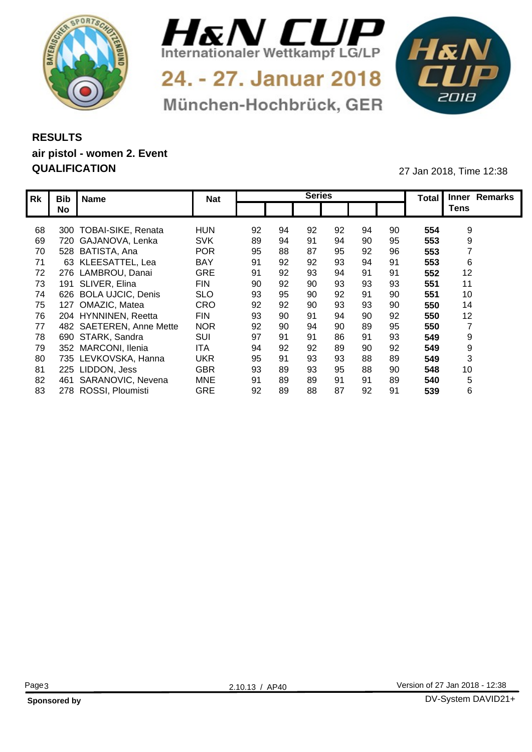# H&N CUP

Internationaler Wettkampf LG/LP

24. - 27. Januar 2018

München-Hochbrück, GER

**RESULTS**
**air pistol - women 2. Event**
**QUALIFICATION**

27 Jan 2018, Time 12:38

| Rk | Bib No | Name | Nat | Series | | | | | | Total | Inner Tens | Remarks |
|---|---|---|---|---|---|---|---|---|---|---|---|---|
| 68 | 300 | TOBAI-SIKE, Renata | HUN | 92 | 94 | 92 | 92 | 94 | 90 | **554** | 9 | |
| 69 | 720 | GAJANOVA, Lenka | SVK | 89 | 94 | 91 | 94 | 90 | 95 | **553** | 9 | |
| 70 | 528 | BATISTA, Ana | POR | 95 | 88 | 87 | 95 | 92 | 96 | **553** | 7 | |
| 71 | 63 | KLEESATTEL, Lea | BAY | 91 | 92 | 92 | 93 | 94 | 91 | **553** | 6 | |
| 72 | 276 | LAMBROU, Danai | GRE | 91 | 92 | 93 | 94 | 91 | 91 | **552** | 12 | |
| 73 | 191 | SLIVER, Elina | FIN | 90 | 92 | 90 | 93 | 93 | 93 | **551** | 11 | |
| 74 | 626 | BOLA UJCIC, Denis | SLO | 93 | 95 | 90 | 92 | 91 | 90 | **551** | 10 | |
| 75 | 127 | OMAZIC, Matea | CRO | 92 | 92 | 90 | 93 | 93 | 90 | **550** | 14 | |
| 76 | 204 | HYNNINEN, Reetta | FIN | 93 | 90 | 91 | 94 | 90 | 92 | **550** | 12 | |
| 77 | 482 | SAETEREN, Anne Mette | NOR | 92 | 90 | 94 | 90 | 89 | 95 | **550** | 7 | |
| 78 | 690 | STARK, Sandra | SUI | 97 | 91 | 91 | 86 | 91 | 93 | **549** | 9 | |
| 79 | 352 | MARCONI, Ilenia | ITA | 94 | 92 | 92 | 89 | 90 | 92 | **549** | 9 | |
| 80 | 735 | LEVKOVSKA, Hanna | UKR | 95 | 91 | 93 | 93 | 88 | 89 | **549** | 3 | |
| 81 | 225 | LIDDON, Jess | GBR | 93 | 89 | 93 | 95 | 88 | 90 | **548** | 10 | |
| 82 | 461 | SARANOVIC, Nevena | MNE | 91 | 89 | 89 | 91 | 91 | 89 | **540** | 5 | |
| 83 | 278 | ROSSI, Ploumisti | GRE | 92 | 89 | 88 | 87 | 92 | 91 | **539** | 6 | |

2.10.13 / AP40

Version of 27 Jan 2018 - 12:38

**Sponsored by**

DV-System DAVID21+